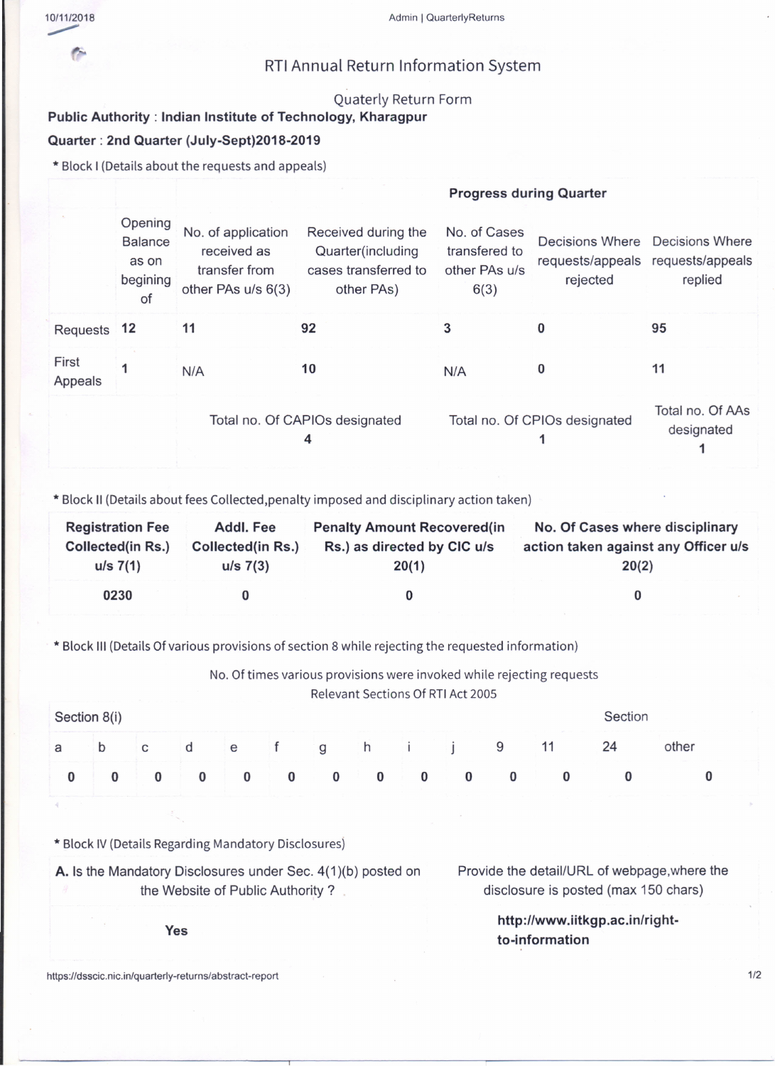# RTI Annual Return Information System

## Quaterly Return Form

**Public Authority** : **Indian Institute of Technology, Kharagpur**

**Quarter** : **2nd Quarter (July-Sept)2018-2019**

\* Block I (Details about the requests and appeals)

| | | **Progress during Quarter** | | | | |
|---|---|---|---|---|---|---|
| | Opening Balance as on begining of | No. of application received as transfer from other PAs u/s 6(3) | Received during the Quarter(including cases transferred to other PAs) | No. of Cases transfered to other PAs u/s 6(3) | Decisions Where requests/appeals rejected | Decisions Where requests/appeals replied |
| Requests | 12 | 11 | 92 | 3 | 0 | 95 |
| First Appeals | 1 | N/A | 10 | N/A | 0 | 11 |
| | | | Total no. Of CAPIOs designated 4 | Total no. Of CPIOs designated 1 | | Total no. Of AAs designated 1 |

\* Block II (Details about fees Collected,penalty imposed and disciplinary action taken)

| **Registration Fee Collected(in Rs.) u/s 7(1)** | **Addl. Fee Collected(in Rs.) u/s 7(3)** | **Penalty Amount Recovered(in Rs.) as directed by CIC u/s 20(1)** | **No. Of Cases where disciplinary action taken against any Officer u/s 20(2)** |
|---|---|---|---|
| 0230 | 0 | 0 | 0 |

\* Block III (Details Of various provisions of section 8 while rejecting the requested information)

No. Of times various provisions were invoked while rejecting requests
Relevant Sections Of RTI Act 2005

| Section 8(i) | | | | | | | | | | Section | | | |
|---|---|---|---|---|---|---|---|---|---|---|---|---|---|
| a | b | c | d | e | f | g | h | i | j | 9 | 11 | 24 | other |
| 0 | 0 | 0 | 0 | 0 | 0 | 0 | 0 | 0 | 0 | 0 | 0 | 0 | 0 |

\* Block IV (Details Regarding Mandatory Disclosures)

| **A.** Is the Mandatory Disclosures under Sec. 4(1)(b) posted on the Website of Public Authority ? | Provide the detail/URL of webpage,where the disclosure is posted (max 150 chars) |
|---|---|
| **Yes** | **http://www.iitkgp.ac.in/right-to-information** |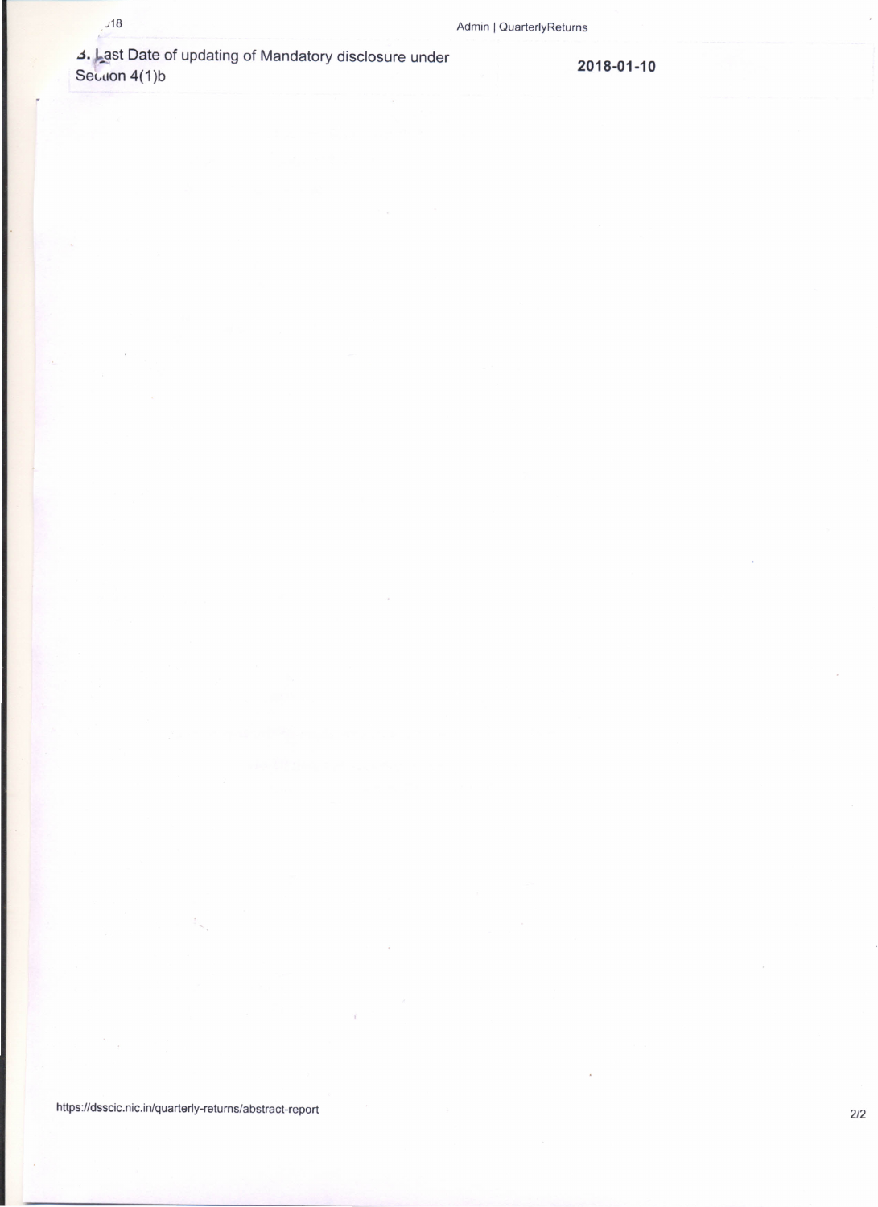| | |
|---|---|
| 3. Last Date of updating of Mandatory disclosure under Section 4(1)b | **2018-01-10** |